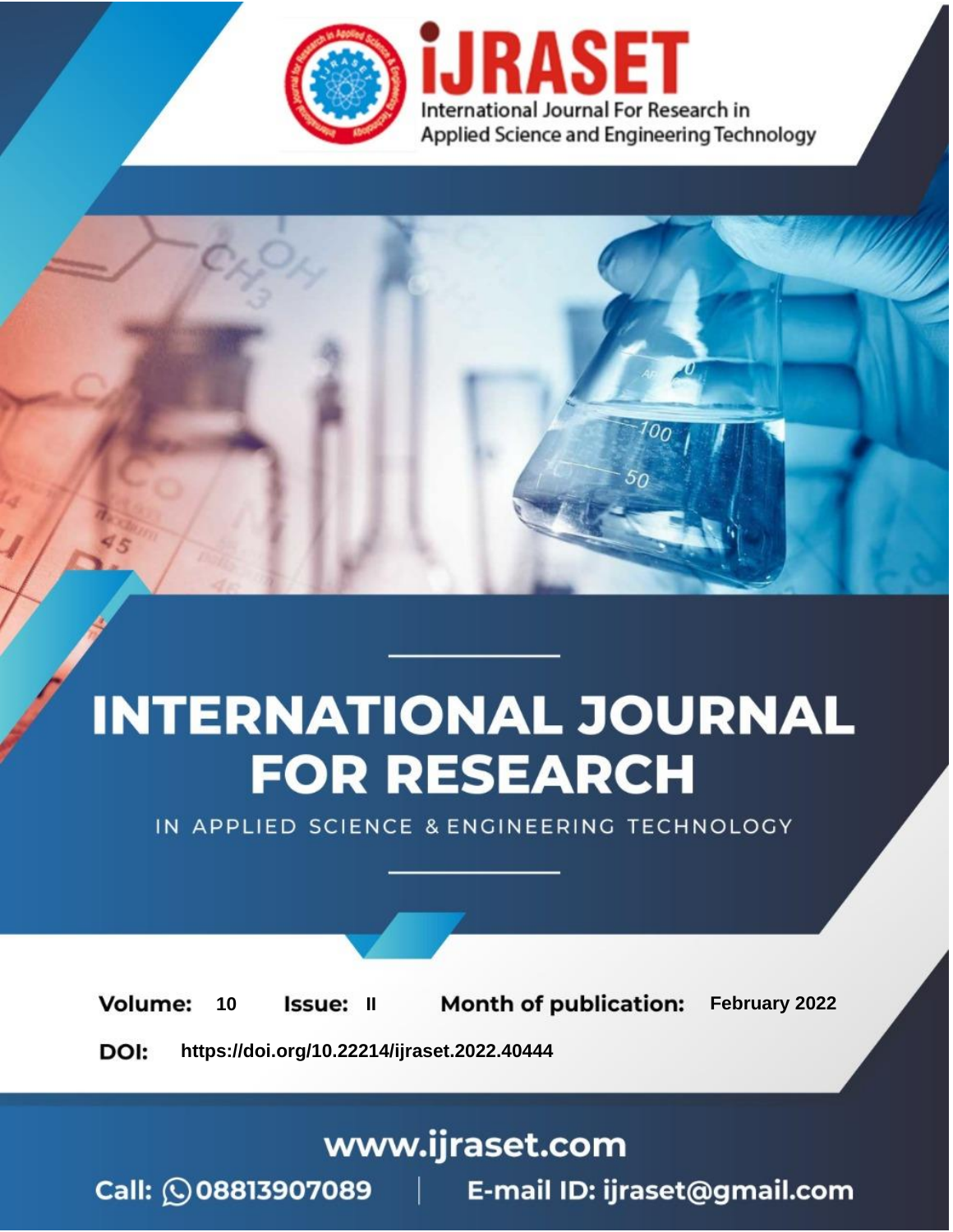# INTERNATIONAL JOURNAL FOR RESEARCH

IN APPLIED SCIENCE & ENGINEERING TECHNOLOGY

iJRASET

International Journal For Research in Applied Science and Engineering Technology

**Volume:** 10 **Issue:** II **Month of publication:** February 2022

**DOI:** https://doi.org/10.22214/ijraset.2022.40444

www.ijraset.com

Call: 08813907089 | E-mail ID: ijraset@gmail.com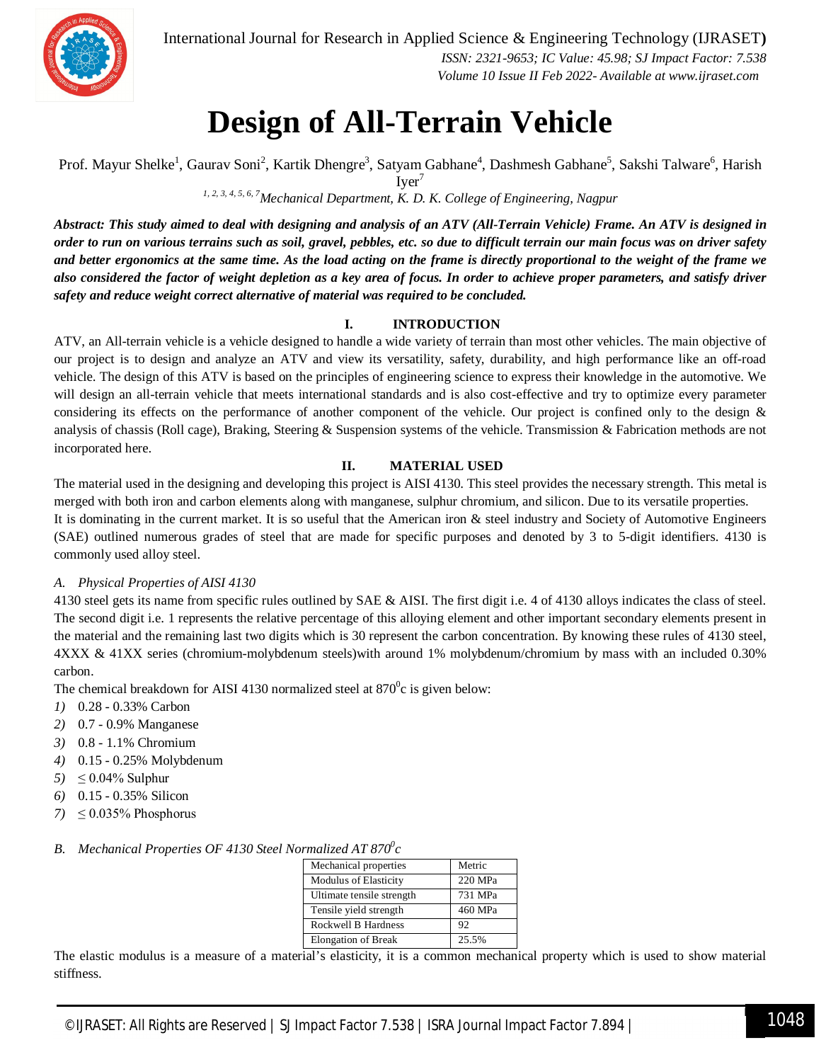# Design of All-Terrain Vehicle

Prof. Mayur Shelke[1], Gaurav Soni[2], Kartik Dhengre[3], Satyam Gabhane[4], Dashmesh Gabhane[5], Sakshi Talware[6], Harish Iyer[7]

[1, 2, 3, 4, 5, 6, 7] *Mechanical Department, K. D. K. College of Engineering, Nagpur*

***Abstract:** This study aimed to deal with designing and analysis of an ATV (All-Terrain Vehicle) Frame. An ATV is designed in order to run on various terrains such as soil, gravel, pebbles, etc. so due to difficult terrain our main focus was on driver safety and better ergonomics at the same time. As the load acting on the frame is directly proportional to the weight of the frame we also considered the factor of weight depletion as a key area of focus. In order to achieve proper parameters, and satisfy driver safety and reduce weight correct alternative of material was required to be concluded.*

## I. INTRODUCTION

ATV, an All-terrain vehicle is a vehicle designed to handle a wide variety of terrain than most other vehicles. The main objective of our project is to design and analyze an ATV and view its versatility, safety, durability, and high performance like an off-road vehicle. The design of this ATV is based on the principles of engineering science to express their knowledge in the automotive. We will design an all-terrain vehicle that meets international standards and is also cost-effective and try to optimize every parameter considering its effects on the performance of another component of the vehicle. Our project is confined only to the design & analysis of chassis (Roll cage), Braking, Steering & Suspension systems of the vehicle. Transmission & Fabrication methods are not incorporated here.

## II. MATERIAL USED

The material used in the designing and developing this project is AISI 4130. This steel provides the necessary strength. This metal is merged with both iron and carbon elements along with manganese, sulphur chromium, and silicon. Due to its versatile properties.

It is dominating in the current market. It is so useful that the American iron & steel industry and Society of Automotive Engineers (SAE) outlined numerous grades of steel that are made for specific purposes and denoted by 3 to 5-digit identifiers. 4130 is commonly used alloy steel.

### A. Physical Properties of AISI 4130

4130 steel gets its name from specific rules outlined by SAE & AISI. The first digit i.e. 4 of 4130 alloys indicates the class of steel. The second digit i.e. 1 represents the relative percentage of this alloying element and other important secondary elements present in the material and the remaining last two digits which is 30 represent the carbon concentration. By knowing these rules of 4130 steel, 4XXX & 41XX series (chromium-molybdenum steels)with around 1% molybdenum/chromium by mass with an included 0.30% carbon.

The chemical breakdown for AISI 4130 normalized steel at $870^0$c is given below:

1) 0.28 - 0.33% Carbon
2) 0.7 - 0.9% Manganese
3) 0.8 - 1.1% Chromium
4) 0.15 - 0.25% Molybdenum
5) $\leq$ 0.04% Sulphur
6) 0.15 - 0.35% Silicon
7) $\leq$ 0.035% Phosphorus

### B. Mechanical Properties OF 4130 Steel Normalized AT $870^0$c

| Mechanical properties | Metric |
|---|---|
| Modulus of Elasticity | 220 MPa |
| Ultimate tensile strength | 731 MPa |
| Tensile yield strength | 460 MPa |
| Rockwell B Hardness | 92 |
| Elongation of Break | 25.5% |

The elastic modulus is a measure of a material's elasticity, it is a common mechanical property which is used to show material stiffness.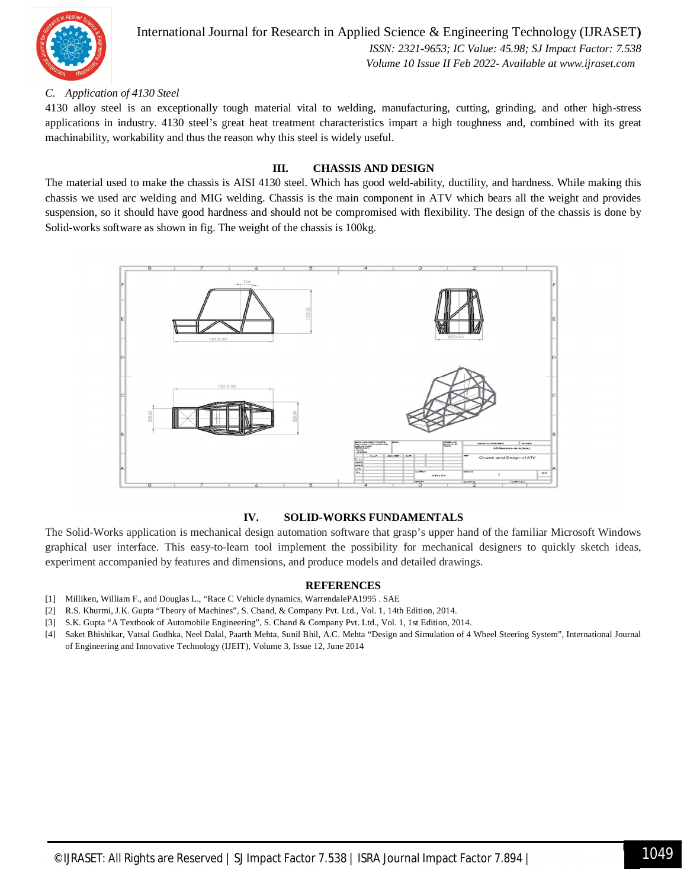### C. Application of 4130 Steel

4130 alloy steel is an exceptionally tough material vital to welding, manufacturing, cutting, grinding, and other high-stress applications in industry. 4130 steel's great heat treatment characteristics impart a high toughness and, combined with its great machinability, workability and thus the reason why this steel is widely useful.

## III. CHASSIS AND DESIGN

The material used to make the chassis is AISI 4130 steel. Which has good weld-ability, ductility, and hardness. While making this chassis we used arc welding and MIG welding. Chassis is the main component in ATV which bears all the weight and provides suspension, so it should have good hardness and should not be compromised with flexibility. The design of the chassis is done by Solid-works software as shown in fig. The weight of the chassis is 100kg.

## IV. SOLID-WORKS FUNDAMENTALS

The Solid-Works application is mechanical design automation software that grasp's upper hand of the familiar Microsoft Windows graphical user interface. This easy-to-learn tool implement the possibility for mechanical designers to quickly sketch ideas, experiment accompanied by features and dimensions, and produce models and detailed drawings.

## REFERENCES

[1] Milliken, William F., and Douglas L., "Race C Vehicle dynamics, WarrendalePA1995 . SAE

[2] R.S. Khurmi, J.K. Gupta "Theory of Machines", S. Chand, & Company Pvt. Ltd., Vol. 1, 14th Edition, 2014.

[3] S.K. Gupta "A Textbook of Automobile Engineering", S. Chand & Company Pvt. Ltd., Vol. 1, 1st Edition, 2014.

[4] Saket Bhishikar, Vatsal Gudhka, Neel Dalal, Paarth Mehta, Sunil Bhil, A.C. Mehta "Design and Simulation of 4 Wheel Steering System", International Journal of Engineering and Innovative Technology (IJEIT), Volume 3, Issue 12, June 2014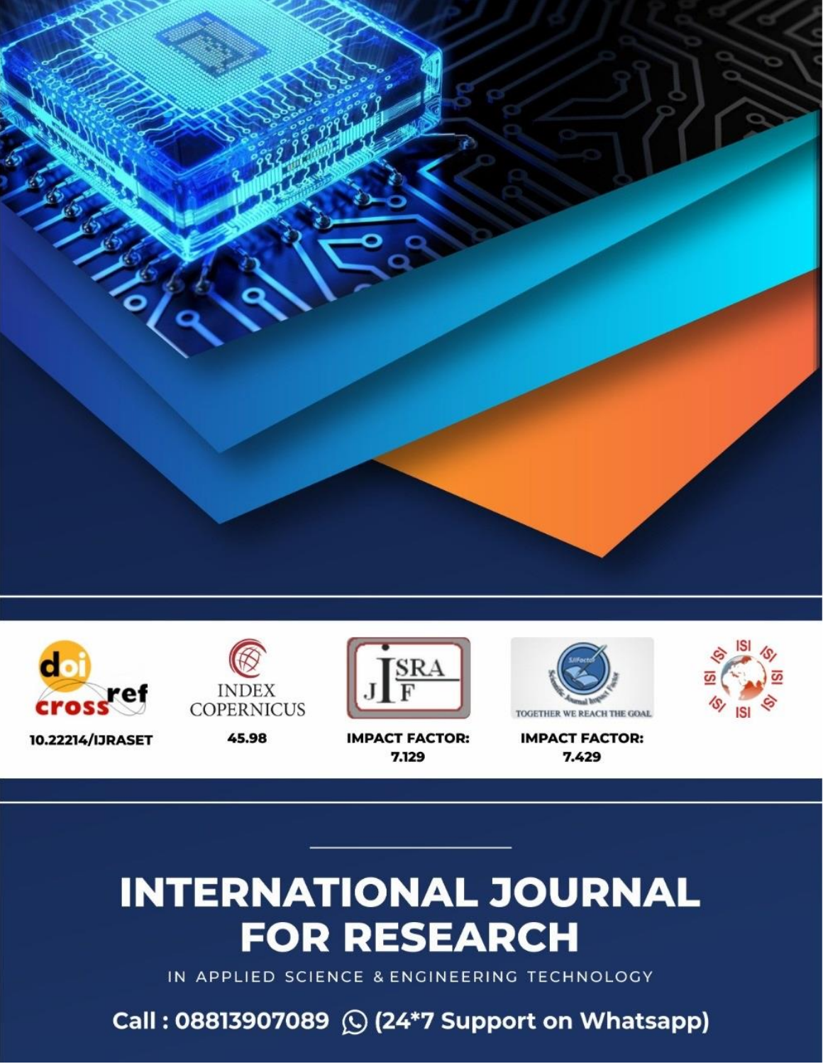10.22214/IJRASET

INDEX COPERNICUS

45.98

IMPACT FACTOR: 7.129

IMPACT FACTOR: 7.429

TOGETHER WE REACH THE GOAL

# INTERNATIONAL JOURNAL FOR RESEARCH

IN APPLIED SCIENCE & ENGINEERING TECHNOLOGY

**Call : 08813907089 (24*7 Support on Whatsapp)**